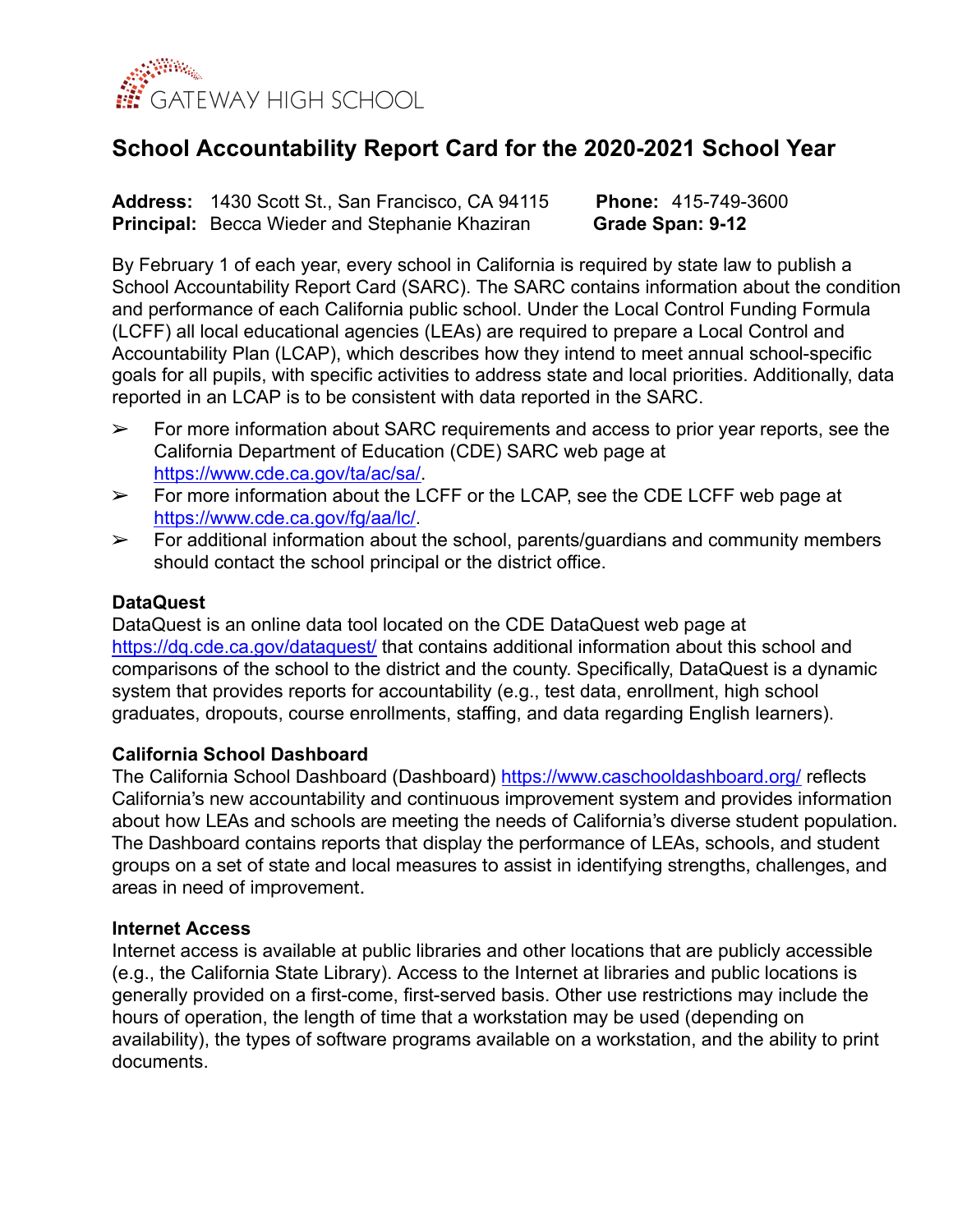GATEWAY HIGH SCHOOL

# School Accountability Report Card for the 2020-2021 School Year

**Address:** 1430 Scott St., San Francisco, CA 94115  **Phone:** 415-749-3600
**Principal:** Becca Wieder and Stephanie Khaziran  **Grade Span: 9-12**

By February 1 of each year, every school in California is required by state law to publish a School Accountability Report Card (SARC). The SARC contains information about the condition and performance of each California public school. Under the Local Control Funding Formula (LCFF) all local educational agencies (LEAs) are required to prepare a Local Control and Accountability Plan (LCAP), which describes how they intend to meet annual school-specific goals for all pupils, with specific activities to address state and local priorities. Additionally, data reported in an LCAP is to be consistent with data reported in the SARC.

- ➢ For more information about SARC requirements and access to prior year reports, see the California Department of Education (CDE) SARC web page at https://www.cde.ca.gov/ta/ac/sa/.
- ➢ For more information about the LCFF or the LCAP, see the CDE LCFF web page at https://www.cde.ca.gov/fg/aa/lc/.
- ➢ For additional information about the school, parents/guardians and community members should contact the school principal or the district office.

### DataQuest

DataQuest is an online data tool located on the CDE DataQuest web page at https://dq.cde.ca.gov/dataquest/ that contains additional information about this school and comparisons of the school to the district and the county. Specifically, DataQuest is a dynamic system that provides reports for accountability (e.g., test data, enrollment, high school graduates, dropouts, course enrollments, staffing, and data regarding English learners).

### California School Dashboard

The California School Dashboard (Dashboard) https://www.caschooldashboard.org/ reflects California's new accountability and continuous improvement system and provides information about how LEAs and schools are meeting the needs of California's diverse student population. The Dashboard contains reports that display the performance of LEAs, schools, and student groups on a set of state and local measures to assist in identifying strengths, challenges, and areas in need of improvement.

### Internet Access

Internet access is available at public libraries and other locations that are publicly accessible (e.g., the California State Library). Access to the Internet at libraries and public locations is generally provided on a first-come, first-served basis. Other use restrictions may include the hours of operation, the length of time that a workstation may be used (depending on availability), the types of software programs available on a workstation, and the ability to print documents.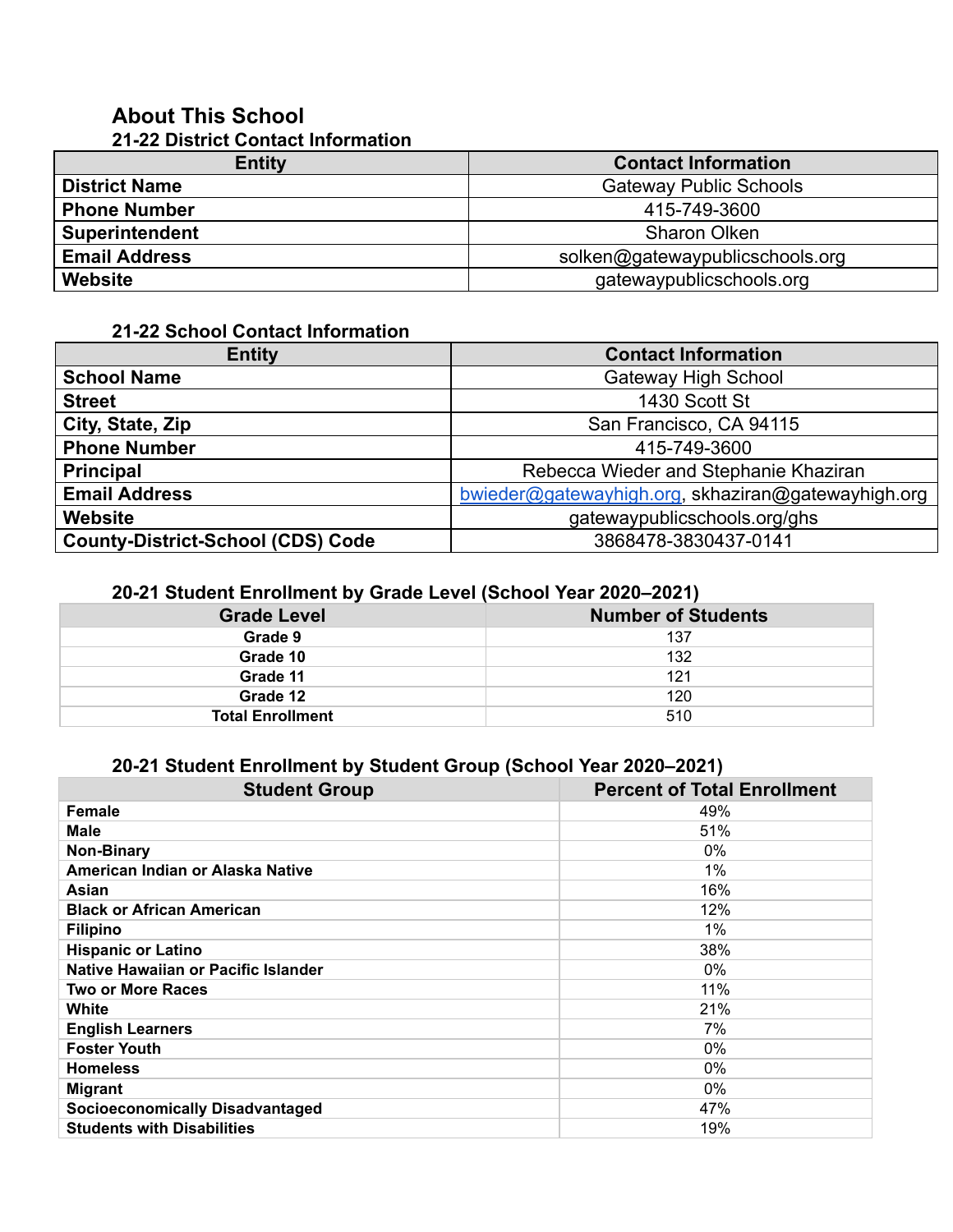# About This School

### 21-22 District Contact Information

| Entity | Contact Information |
| --- | --- |
| **District Name** | Gateway Public Schools |
| **Phone Number** | 415-749-3600 |
| **Superintendent** | Sharon Olken |
| **Email Address** | solken@gatewaypublicschools.org |
| **Website** | gatewaypublicschools.org |

### 21-22 School Contact Information

| Entity | Contact Information |
| --- | --- |
| **School Name** | Gateway High School |
| **Street** | 1430 Scott St |
| **City, State, Zip** | San Francisco, CA 94115 |
| **Phone Number** | 415-749-3600 |
| **Principal** | Rebecca Wieder and Stephanie Khaziran |
| **Email Address** | bwieder@gatewayhigh.org, skhaziran@gatewayhigh.org |
| **Website** | gatewaypublicschools.org/ghs |
| **County-District-School (CDS) Code** | 3868478-3830437-0141 |

### 20-21 Student Enrollment by Grade Level (School Year 2020–2021)

| Grade Level | Number of Students |
| --- | --- |
| **Grade 9** | 137 |
| **Grade 10** | 132 |
| **Grade 11** | 121 |
| **Grade 12** | 120 |
| **Total Enrollment** | 510 |

### 20-21 Student Enrollment by Student Group (School Year 2020–2021)

| Student Group | Percent of Total Enrollment |
| --- | --- |
| **Female** | 49% |
| **Male** | 51% |
| **Non-Binary** | 0% |
| **American Indian or Alaska Native** | 1% |
| **Asian** | 16% |
| **Black or African American** | 12% |
| **Filipino** | 1% |
| **Hispanic or Latino** | 38% |
| **Native Hawaiian or Pacific Islander** | 0% |
| **Two or More Races** | 11% |
| **White** | 21% |
| **English Learners** | 7% |
| **Foster Youth** | 0% |
| **Homeless** | 0% |
| **Migrant** | 0% |
| **Socioeconomically Disadvantaged** | 47% |
| **Students with Disabilities** | 19% |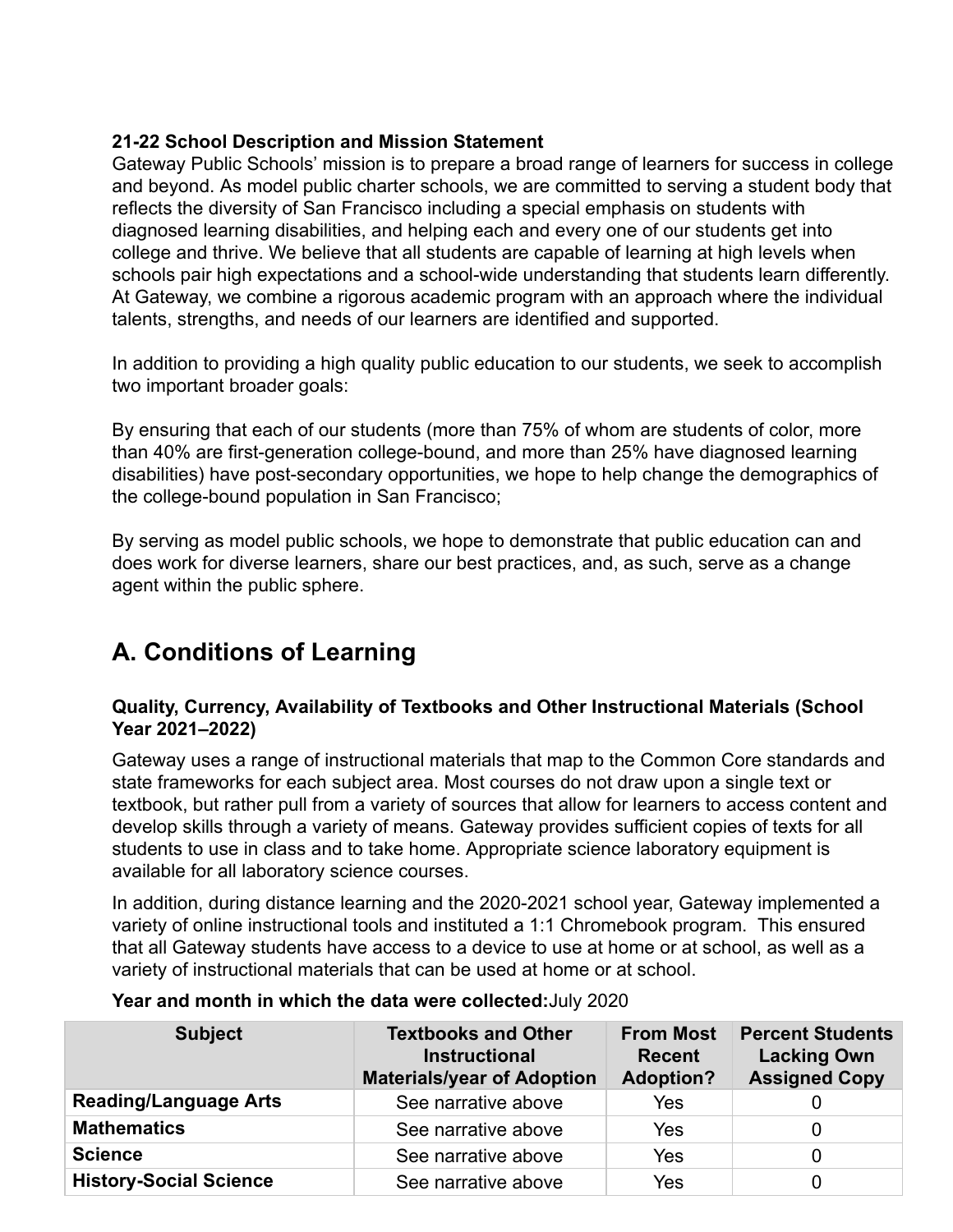**21-22 School Description and Mission Statement**

Gateway Public Schools' mission is to prepare a broad range of learners for success in college and beyond. As model public charter schools, we are committed to serving a student body that reflects the diversity of San Francisco including a special emphasis on students with diagnosed learning disabilities, and helping each and every one of our students get into college and thrive. We believe that all students are capable of learning at high levels when schools pair high expectations and a school-wide understanding that students learn differently. At Gateway, we combine a rigorous academic program with an approach where the individual talents, strengths, and needs of our learners are identified and supported.

In addition to providing a high quality public education to our students, we seek to accomplish two important broader goals:

By ensuring that each of our students (more than 75% of whom are students of color, more than 40% are first-generation college-bound, and more than 25% have diagnosed learning disabilities) have post-secondary opportunities, we hope to help change the demographics of the college-bound population in San Francisco;

By serving as model public schools, we hope to demonstrate that public education can and does work for diverse learners, share our best practices, and, as such, serve as a change agent within the public sphere.

## A. Conditions of Learning

**Quality, Currency, Availability of Textbooks and Other Instructional Materials (School Year 2021–2022)**

Gateway uses a range of instructional materials that map to the Common Core standards and state frameworks for each subject area. Most courses do not draw upon a single text or textbook, but rather pull from a variety of sources that allow for learners to access content and develop skills through a variety of means. Gateway provides sufficient copies of texts for all students to use in class and to take home. Appropriate science laboratory equipment is available for all laboratory science courses.

In addition, during distance learning and the 2020-2021 school year, Gateway implemented a variety of online instructional tools and instituted a 1:1 Chromebook program. This ensured that all Gateway students have access to a device to use at home or at school, as well as a variety of instructional materials that can be used at home or at school.

**Year and month in which the data were collected:** July 2020

| Subject | Textbooks and Other Instructional Materials/year of Adoption | From Most Recent Adoption? | Percent Students Lacking Own Assigned Copy |
|---|---|---|---|
| **Reading/Language Arts** | See narrative above | Yes | 0 |
| **Mathematics** | See narrative above | Yes | 0 |
| **Science** | See narrative above | Yes | 0 |
| **History-Social Science** | See narrative above | Yes | 0 |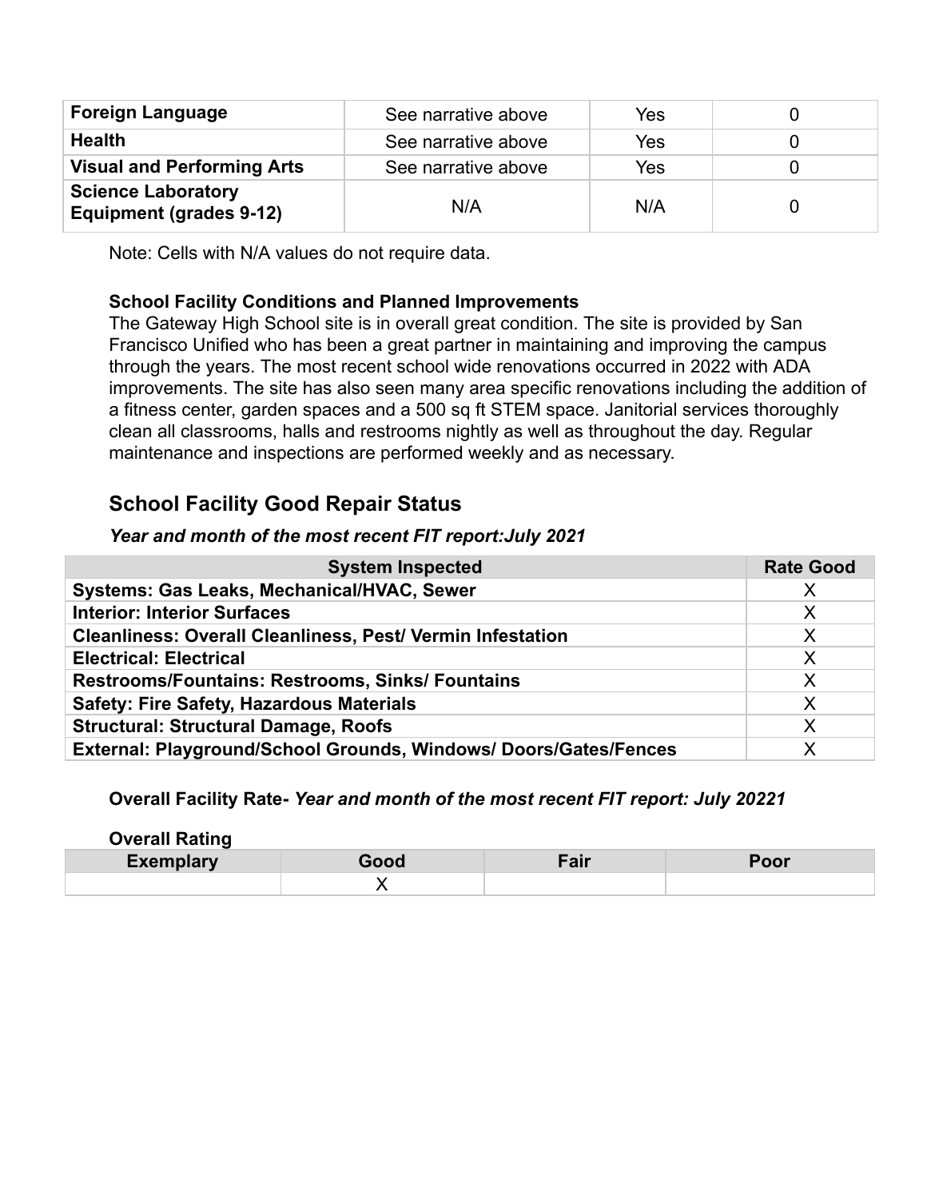| Foreign Language | See narrative above | Yes | 0 |
|---|---|---|---|
| Health | See narrative above | Yes | 0 |
| Visual and Performing Arts | See narrative above | Yes | 0 |
| Science Laboratory Equipment (grades 9-12) | N/A | N/A | 0 |

Note: Cells with N/A values do not require data.

**School Facility Conditions and Planned Improvements**

The Gateway High School site is in overall great condition. The site is provided by San Francisco Unified who has been a great partner in maintaining and improving the campus through the years. The most recent school wide renovations occurred in 2022 with ADA improvements. The site has also seen many area specific renovations including the addition of a fitness center, garden spaces and a 500 sq ft STEM space. Janitorial services thoroughly clean all classrooms, halls and restrooms nightly as well as throughout the day. Regular maintenance and inspections are performed weekly and as necessary.

## School Facility Good Repair Status

***Year and month of the most recent FIT report:July 2021***

| System Inspected | Rate Good |
|---|---|
| **Systems: Gas Leaks, Mechanical/HVAC, Sewer** | X |
| **Interior: Interior Surfaces** | X |
| **Cleanliness: Overall Cleanliness, Pest/ Vermin Infestation** | X |
| **Electrical: Electrical** | X |
| **Restrooms/Fountains: Restrooms, Sinks/ Fountains** | X |
| **Safety: Fire Safety, Hazardous Materials** | X |
| **Structural: Structural Damage, Roofs** | X |
| **External: Playground/School Grounds, Windows/ Doors/Gates/Fences** | X |

**Overall Facility Rate-** ***Year and month of the most recent FIT report: July 20221***

**Overall Rating**

| Exemplary | Good | Fair | Poor |
|---|---|---|---|
| | X | | |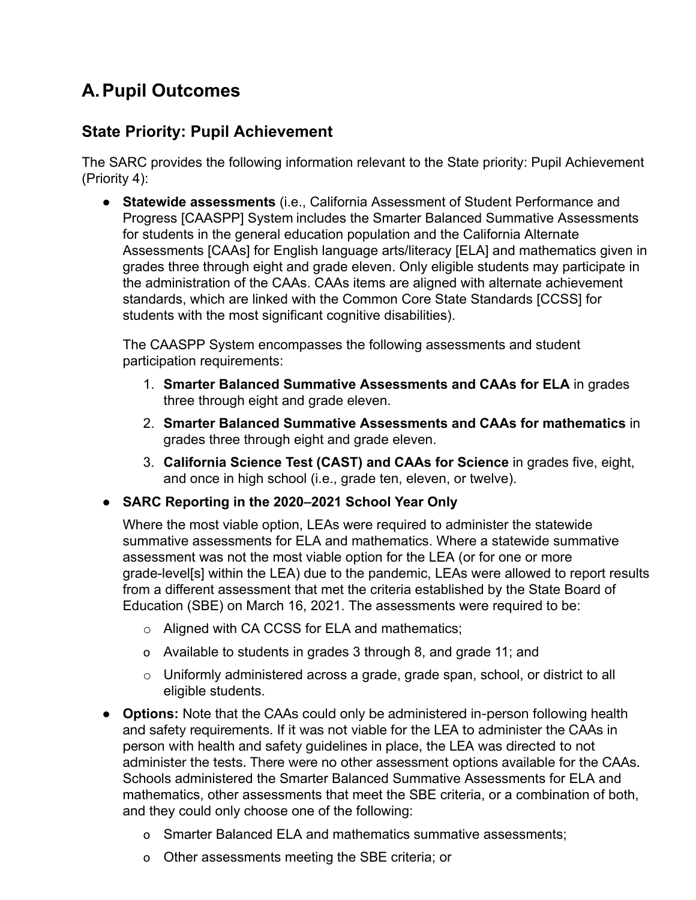# A. Pupil Outcomes

## State Priority: Pupil Achievement

The SARC provides the following information relevant to the State priority: Pupil Achievement (Priority 4):

- **Statewide assessments** (i.e., California Assessment of Student Performance and Progress [CAASPP] System includes the Smarter Balanced Summative Assessments for students in the general education population and the California Alternate Assessments [CAAs] for English language arts/literacy [ELA] and mathematics given in grades three through eight and grade eleven. Only eligible students may participate in the administration of the CAAs. CAAs items are aligned with alternate achievement standards, which are linked with the Common Core State Standards [CCSS] for students with the most significant cognitive disabilities).

  The CAASPP System encompasses the following assessments and student participation requirements:

  1. **Smarter Balanced Summative Assessments and CAAs for ELA** in grades three through eight and grade eleven.
  2. **Smarter Balanced Summative Assessments and CAAs for mathematics** in grades three through eight and grade eleven.
  3. **California Science Test (CAST) and CAAs for Science** in grades five, eight, and once in high school (i.e., grade ten, eleven, or twelve).

- **SARC Reporting in the 2020–2021 School Year Only**

  Where the most viable option, LEAs were required to administer the statewide summative assessments for ELA and mathematics. Where a statewide summative assessment was not the most viable option for the LEA (or for one or more grade-level[s] within the LEA) due to the pandemic, LEAs were allowed to report results from a different assessment that met the criteria established by the State Board of Education (SBE) on March 16, 2021. The assessments were required to be:

  - Aligned with CA CCSS for ELA and mathematics;
  - Available to students in grades 3 through 8, and grade 11; and
  - Uniformly administered across a grade, grade span, school, or district to all eligible students.

- **Options:** Note that the CAAs could only be administered in-person following health and safety requirements. If it was not viable for the LEA to administer the CAAs in person with health and safety guidelines in place, the LEA was directed to not administer the tests. There were no other assessment options available for the CAAs. Schools administered the Smarter Balanced Summative Assessments for ELA and mathematics, other assessments that meet the SBE criteria, or a combination of both, and they could only choose one of the following:

  - Smarter Balanced ELA and mathematics summative assessments;
  - Other assessments meeting the SBE criteria; or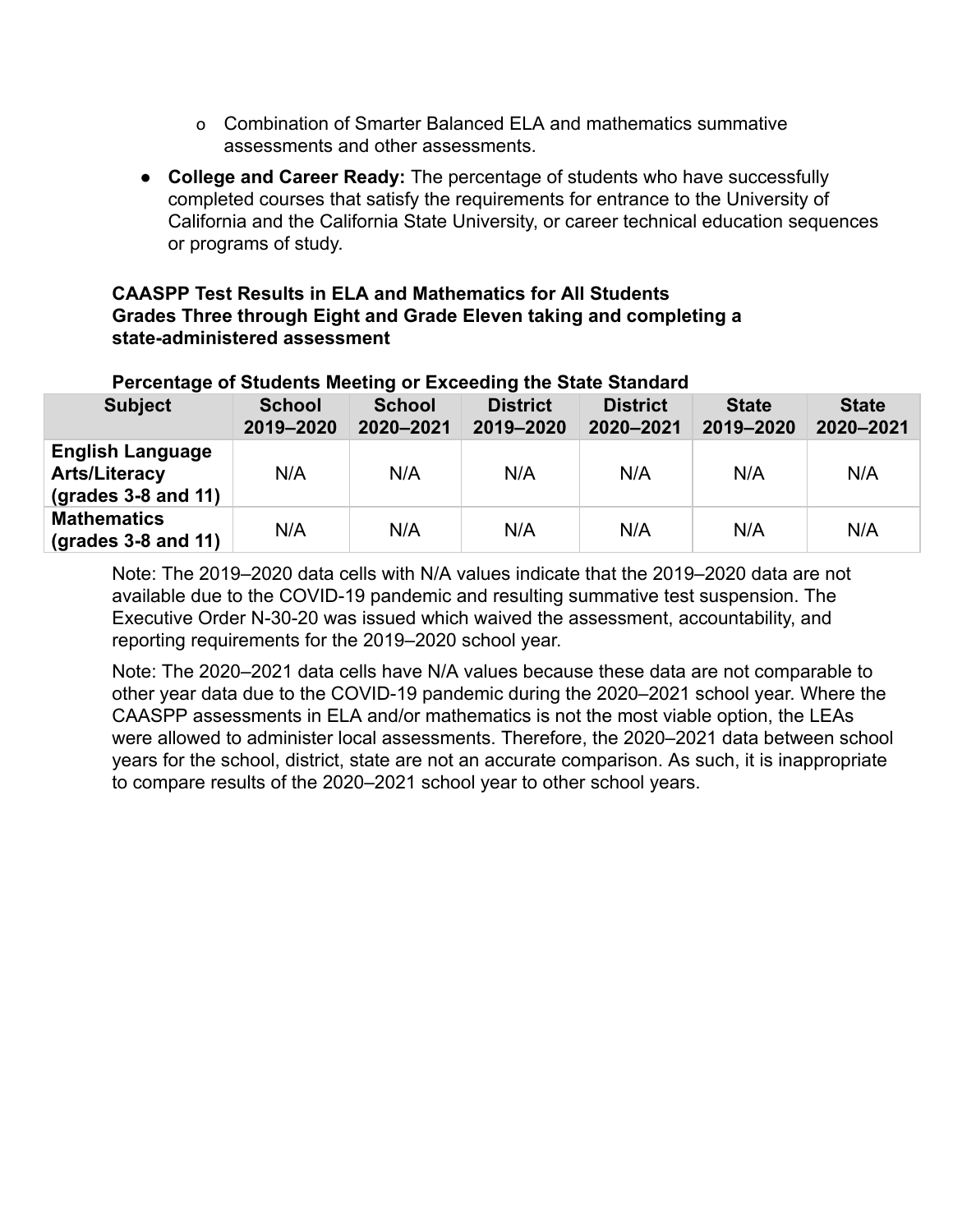- Combination of Smarter Balanced ELA and mathematics summative assessments and other assessments.

- **College and Career Ready:** The percentage of students who have successfully completed courses that satisfy the requirements for entrance to the University of California and the California State University, or career technical education sequences or programs of study.

**CAASPP Test Results in ELA and Mathematics for All Students**
**Grades Three through Eight and Grade Eleven taking and completing a state-administered assessment**

**Percentage of Students Meeting or Exceeding the State Standard**

| Subject | School 2019–2020 | School 2020–2021 | District 2019–2020 | District 2020–2021 | State 2019–2020 | State 2020–2021 |
|---|---|---|---|---|---|---|
| **English Language Arts/Literacy (grades 3-8 and 11)** | N/A | N/A | N/A | N/A | N/A | N/A |
| **Mathematics (grades 3-8 and 11)** | N/A | N/A | N/A | N/A | N/A | N/A |

Note: The 2019–2020 data cells with N/A values indicate that the 2019–2020 data are not available due to the COVID-19 pandemic and resulting summative test suspension. The Executive Order N-30-20 was issued which waived the assessment, accountability, and reporting requirements for the 2019–2020 school year.

Note: The 2020–2021 data cells have N/A values because these data are not comparable to other year data due to the COVID-19 pandemic during the 2020–2021 school year. Where the CAASPP assessments in ELA and/or mathematics is not the most viable option, the LEAs were allowed to administer local assessments. Therefore, the 2020–2021 data between school years for the school, district, state are not an accurate comparison. As such, it is inappropriate to compare results of the 2020–2021 school year to other school years.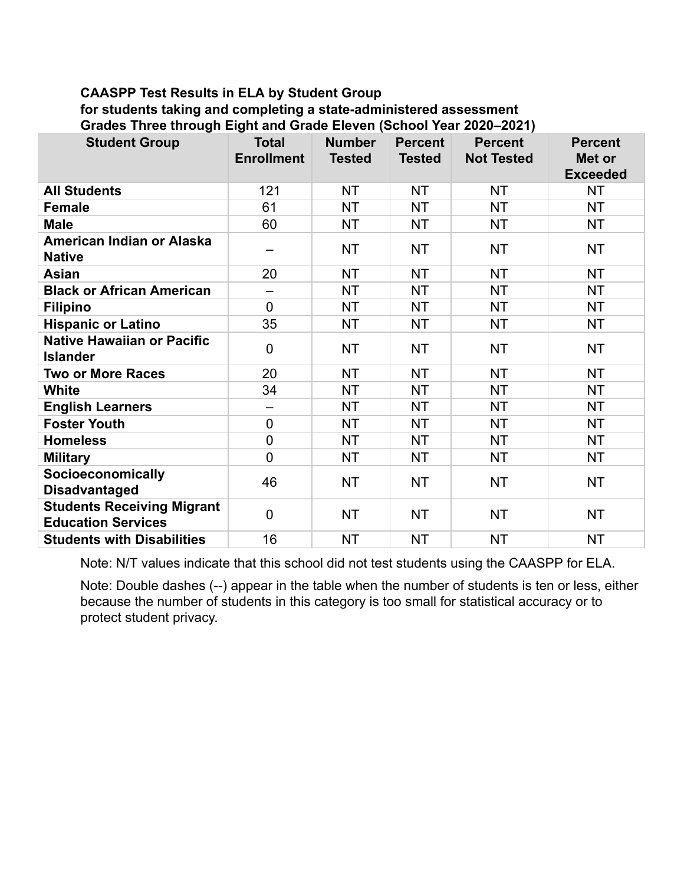**CAASPP Test Results in ELA by Student Group for students taking and completing a state-administered assessment Grades Three through Eight and Grade Eleven (School Year 2020–2021)**

| Student Group | Total Enrollment | Number Tested | Percent Tested | Percent Not Tested | Percent Met or Exceeded |
|---|---|---|---|---|---|
| **All Students** | 121 | NT | NT | NT | NT |
| **Female** | 61 | NT | NT | NT | NT |
| **Male** | 60 | NT | NT | NT | NT |
| **American Indian or Alaska Native** | – | NT | NT | NT | NT |
| **Asian** | 20 | NT | NT | NT | NT |
| **Black or African American** | – | NT | NT | NT | NT |
| **Filipino** | 0 | NT | NT | NT | NT |
| **Hispanic or Latino** | 35 | NT | NT | NT | NT |
| **Native Hawaiian or Pacific Islander** | 0 | NT | NT | NT | NT |
| **Two or More Races** | 20 | NT | NT | NT | NT |
| **White** | 34 | NT | NT | NT | NT |
| **English Learners** | – | NT | NT | NT | NT |
| **Foster Youth** | 0 | NT | NT | NT | NT |
| **Homeless** | 0 | NT | NT | NT | NT |
| **Military** | 0 | NT | NT | NT | NT |
| **Socioeconomically Disadvantaged** | 46 | NT | NT | NT | NT |
| **Students Receiving Migrant Education Services** | 0 | NT | NT | NT | NT |
| **Students with Disabilities** | 16 | NT | NT | NT | NT |

Note: N/T values indicate that this school did not test students using the CAASPP for ELA.

Note: Double dashes (--) appear in the table when the number of students is ten or less, either because the number of students in this category is too small for statistical accuracy or to protect student privacy.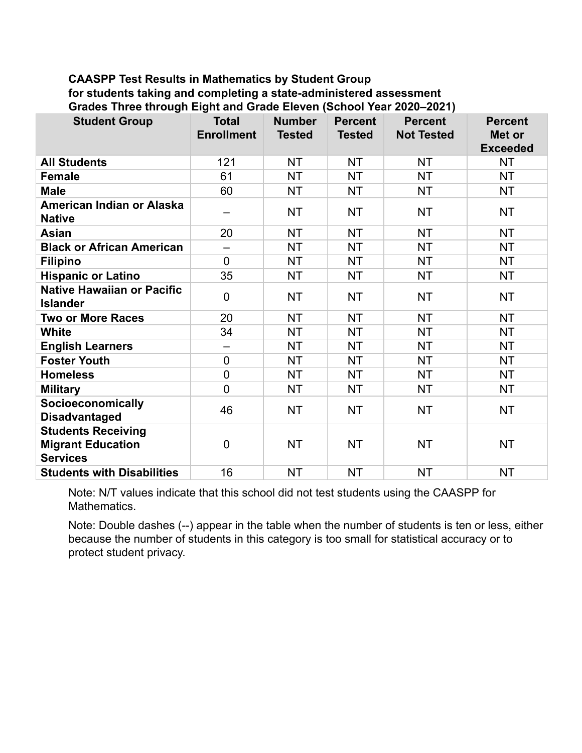**CAASPP Test Results in Mathematics by Student Group for students taking and completing a state-administered assessment Grades Three through Eight and Grade Eleven (School Year 2020–2021)**

| Student Group | Total Enrollment | Number Tested | Percent Tested | Percent Not Tested | Percent Met or Exceeded |
|---|---|---|---|---|---|
| **All Students** | 121 | NT | NT | NT | NT |
| **Female** | 61 | NT | NT | NT | NT |
| **Male** | 60 | NT | NT | NT | NT |
| **American Indian or Alaska Native** | – | NT | NT | NT | NT |
| **Asian** | 20 | NT | NT | NT | NT |
| **Black or African American** | – | NT | NT | NT | NT |
| **Filipino** | 0 | NT | NT | NT | NT |
| **Hispanic or Latino** | 35 | NT | NT | NT | NT |
| **Native Hawaiian or Pacific Islander** | 0 | NT | NT | NT | NT |
| **Two or More Races** | 20 | NT | NT | NT | NT |
| **White** | 34 | NT | NT | NT | NT |
| **English Learners** | – | NT | NT | NT | NT |
| **Foster Youth** | 0 | NT | NT | NT | NT |
| **Homeless** | 0 | NT | NT | NT | NT |
| **Military** | 0 | NT | NT | NT | NT |
| **Socioeconomically Disadvantaged** | 46 | NT | NT | NT | NT |
| **Students Receiving Migrant Education Services** | 0 | NT | NT | NT | NT |
| **Students with Disabilities** | 16 | NT | NT | NT | NT |

Note: N/T values indicate that this school did not test students using the CAASPP for Mathematics.

Note: Double dashes (--) appear in the table when the number of students is ten or less, either because the number of students in this category is too small for statistical accuracy or to protect student privacy.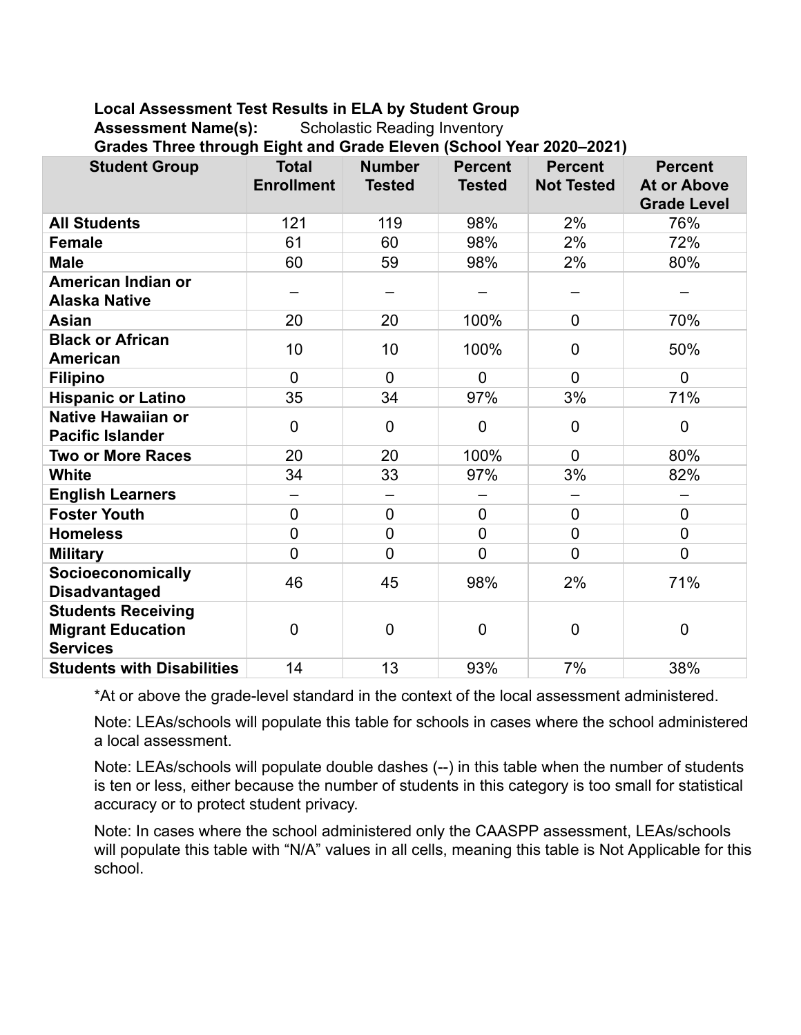**Local Assessment Test Results in ELA by Student Group**

**Assessment Name(s):** Scholastic Reading Inventory

**Grades Three through Eight and Grade Eleven (School Year 2020–2021)**

| Student Group | Total Enrollment | Number Tested | Percent Tested | Percent Not Tested | Percent At or Above Grade Level |
|---|---|---|---|---|---|
| **All Students** | 121 | 119 | 98% | 2% | 76% |
| **Female** | 61 | 60 | 98% | 2% | 72% |
| **Male** | 60 | 59 | 98% | 2% | 80% |
| **American Indian or Alaska Native** | – | – | – | – | – |
| **Asian** | 20 | 20 | 100% | 0 | 70% |
| **Black or African American** | 10 | 10 | 100% | 0 | 50% |
| **Filipino** | 0 | 0 | 0 | 0 | 0 |
| **Hispanic or Latino** | 35 | 34 | 97% | 3% | 71% |
| **Native Hawaiian or Pacific Islander** | 0 | 0 | 0 | 0 | 0 |
| **Two or More Races** | 20 | 20 | 100% | 0 | 80% |
| **White** | 34 | 33 | 97% | 3% | 82% |
| **English Learners** | – | – | – | – | – |
| **Foster Youth** | 0 | 0 | 0 | 0 | 0 |
| **Homeless** | 0 | 0 | 0 | 0 | 0 |
| **Military** | 0 | 0 | 0 | 0 | 0 |
| **Socioeconomically Disadvantaged** | 46 | 45 | 98% | 2% | 71% |
| **Students Receiving Migrant Education Services** | 0 | 0 | 0 | 0 | 0 |
| **Students with Disabilities** | 14 | 13 | 93% | 7% | 38% |

*At or above the grade-level standard in the context of the local assessment administered.

Note: LEAs/schools will populate this table for schools in cases where the school administered a local assessment.

Note: LEAs/schools will populate double dashes (--) in this table when the number of students is ten or less, either because the number of students in this category is too small for statistical accuracy or to protect student privacy.

Note: In cases where the school administered only the CAASPP assessment, LEAs/schools will populate this table with "N/A" values in all cells, meaning this table is Not Applicable for this school.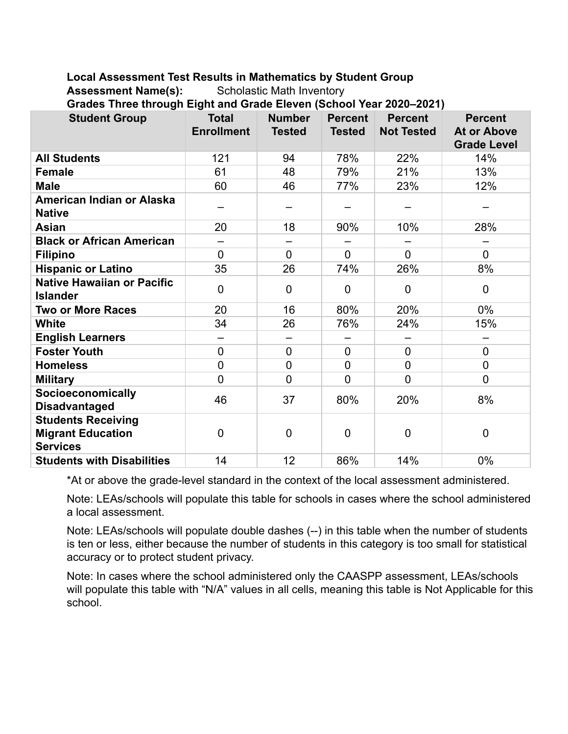**Local Assessment Test Results in Mathematics by Student Group**
**Assessment Name(s):** Scholastic Math Inventory
**Grades Three through Eight and Grade Eleven (School Year 2020–2021)**

| Student Group | Total Enrollment | Number Tested | Percent Tested | Percent Not Tested | Percent At or Above Grade Level |
|---|---|---|---|---|---|
| **All Students** | 121 | 94 | 78% | 22% | 14% |
| **Female** | 61 | 48 | 79% | 21% | 13% |
| **Male** | 60 | 46 | 77% | 23% | 12% |
| **American Indian or Alaska Native** | – | – | – | – | – |
| **Asian** | 20 | 18 | 90% | 10% | 28% |
| **Black or African American** | – | – | – | – | – |
| **Filipino** | 0 | 0 | 0 | 0 | 0 |
| **Hispanic or Latino** | 35 | 26 | 74% | 26% | 8% |
| **Native Hawaiian or Pacific Islander** | 0 | 0 | 0 | 0 | 0 |
| **Two or More Races** | 20 | 16 | 80% | 20% | 0% |
| **White** | 34 | 26 | 76% | 24% | 15% |
| **English Learners** | – | – | – | – | – |
| **Foster Youth** | 0 | 0 | 0 | 0 | 0 |
| **Homeless** | 0 | 0 | 0 | 0 | 0 |
| **Military** | 0 | 0 | 0 | 0 | 0 |
| **Socioeconomically Disadvantaged** | 46 | 37 | 80% | 20% | 8% |
| **Students Receiving Migrant Education Services** | 0 | 0 | 0 | 0 | 0 |
| **Students with Disabilities** | 14 | 12 | 86% | 14% | 0% |

*At or above the grade-level standard in the context of the local assessment administered.

Note: LEAs/schools will populate this table for schools in cases where the school administered a local assessment.

Note: LEAs/schools will populate double dashes (--) in this table when the number of students is ten or less, either because the number of students in this category is too small for statistical accuracy or to protect student privacy.

Note: In cases where the school administered only the CAASPP assessment, LEAs/schools will populate this table with "N/A" values in all cells, meaning this table is Not Applicable for this school.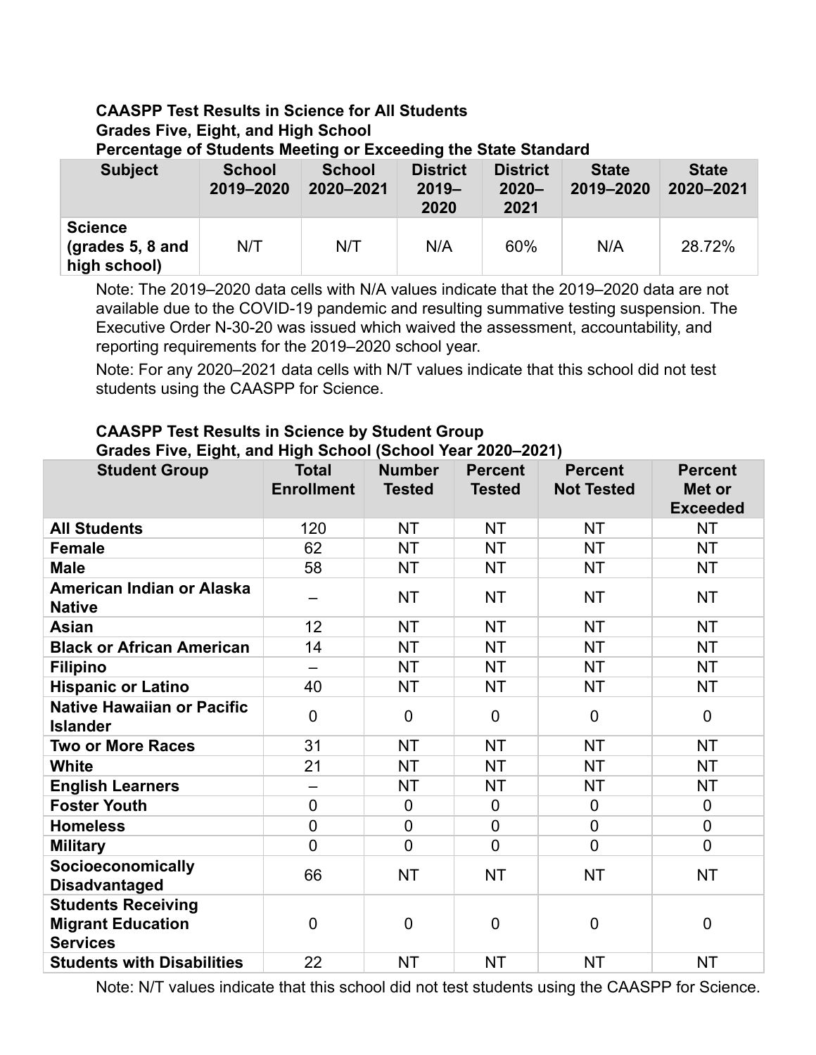**CAASPP Test Results in Science for All Students**
**Grades Five, Eight, and High School**
**Percentage of Students Meeting or Exceeding the State Standard**

| Subject | School 2019–2020 | School 2020–2021 | District 2019–2020 | District 2020–2021 | State 2019–2020 | State 2020–2021 |
|---|---|---|---|---|---|---|
| Science (grades 5, 8 and high school) | N/T | N/T | N/A | 60% | N/A | 28.72% |

Note: The 2019–2020 data cells with N/A values indicate that the 2019–2020 data are not available due to the COVID-19 pandemic and resulting summative testing suspension. The Executive Order N-30-20 was issued which waived the assessment, accountability, and reporting requirements for the 2019–2020 school year.

Note: For any 2020–2021 data cells with N/T values indicate that this school did not test students using the CAASPP for Science.

**CAASPP Test Results in Science by Student Group**
**Grades Five, Eight, and High School (School Year 2020–2021)**

| Student Group | Total Enrollment | Number Tested | Percent Tested | Percent Not Tested | Percent Met or Exceeded |
|---|---|---|---|---|---|
| **All Students** | 120 | NT | NT | NT | NT |
| **Female** | 62 | NT | NT | NT | NT |
| **Male** | 58 | NT | NT | NT | NT |
| **American Indian or Alaska Native** | – | NT | NT | NT | NT |
| **Asian** | 12 | NT | NT | NT | NT |
| **Black or African American** | 14 | NT | NT | NT | NT |
| **Filipino** | – | NT | NT | NT | NT |
| **Hispanic or Latino** | 40 | NT | NT | NT | NT |
| **Native Hawaiian or Pacific Islander** | 0 | 0 | 0 | 0 | 0 |
| **Two or More Races** | 31 | NT | NT | NT | NT |
| **White** | 21 | NT | NT | NT | NT |
| **English Learners** | – | NT | NT | NT | NT |
| **Foster Youth** | 0 | 0 | 0 | 0 | 0 |
| **Homeless** | 0 | 0 | 0 | 0 | 0 |
| **Military** | 0 | 0 | 0 | 0 | 0 |
| **Socioeconomically Disadvantaged** | 66 | NT | NT | NT | NT |
| **Students Receiving Migrant Education Services** | 0 | 0 | 0 | 0 | 0 |
| **Students with Disabilities** | 22 | NT | NT | NT | NT |

Note: N/T values indicate that this school did not test students using the CAASPP for Science.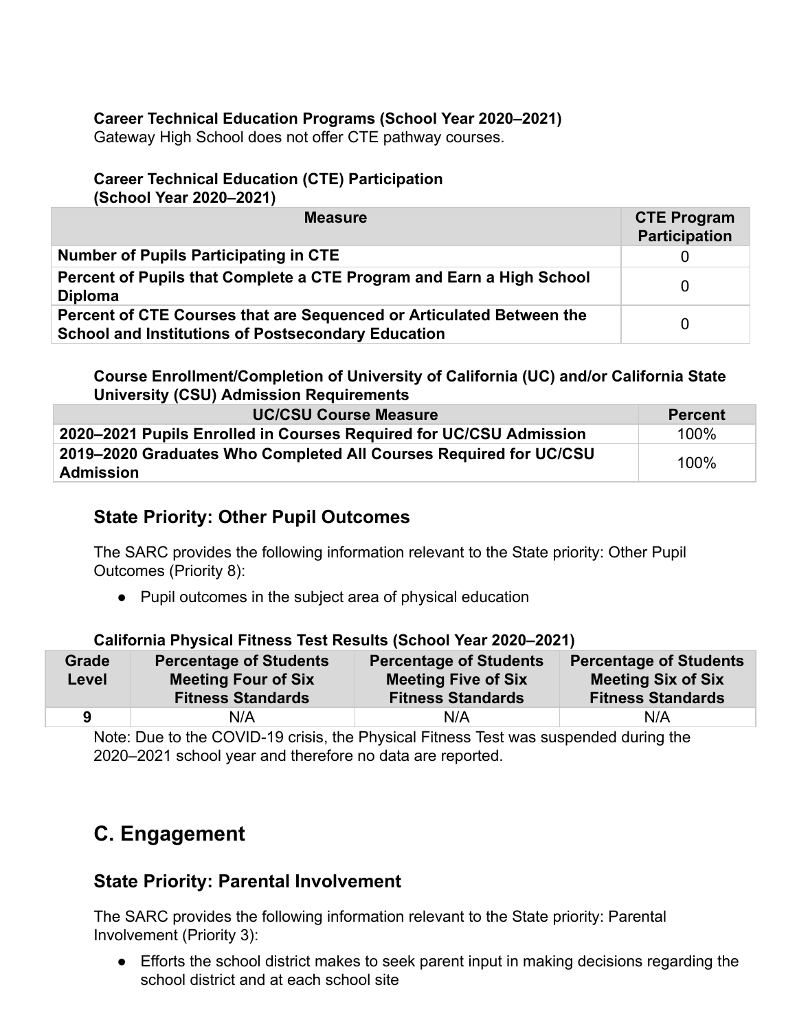**Career Technical Education Programs (School Year 2020–2021)**
Gateway High School does not offer CTE pathway courses.

**Career Technical Education (CTE) Participation (School Year 2020–2021)**

| Measure | CTE Program Participation |
|---|---|
| **Number of Pupils Participating in CTE** | 0 |
| **Percent of Pupils that Complete a CTE Program and Earn a High School Diploma** | 0 |
| **Percent of CTE Courses that are Sequenced or Articulated Between the School and Institutions of Postsecondary Education** | 0 |

**Course Enrollment/Completion of University of California (UC) and/or California State University (CSU) Admission Requirements**

| UC/CSU Course Measure | Percent |
|---|---|
| **2020–2021 Pupils Enrolled in Courses Required for UC/CSU Admission** | 100% |
| **2019–2020 Graduates Who Completed All Courses Required for UC/CSU Admission** | 100% |

## State Priority: Other Pupil Outcomes

The SARC provides the following information relevant to the State priority: Other Pupil Outcomes (Priority 8):

- Pupil outcomes in the subject area of physical education

**California Physical Fitness Test Results (School Year 2020–2021)**

| Grade Level | Percentage of Students Meeting Four of Six Fitness Standards | Percentage of Students Meeting Five of Six Fitness Standards | Percentage of Students Meeting Six of Six Fitness Standards |
|---|---|---|---|
| **9** | N/A | N/A | N/A |

Note: Due to the COVID-19 crisis, the Physical Fitness Test was suspended during the 2020–2021 school year and therefore no data are reported.

# C. Engagement

## State Priority: Parental Involvement

The SARC provides the following information relevant to the State priority: Parental Involvement (Priority 3):

- Efforts the school district makes to seek parent input in making decisions regarding the school district and at each school site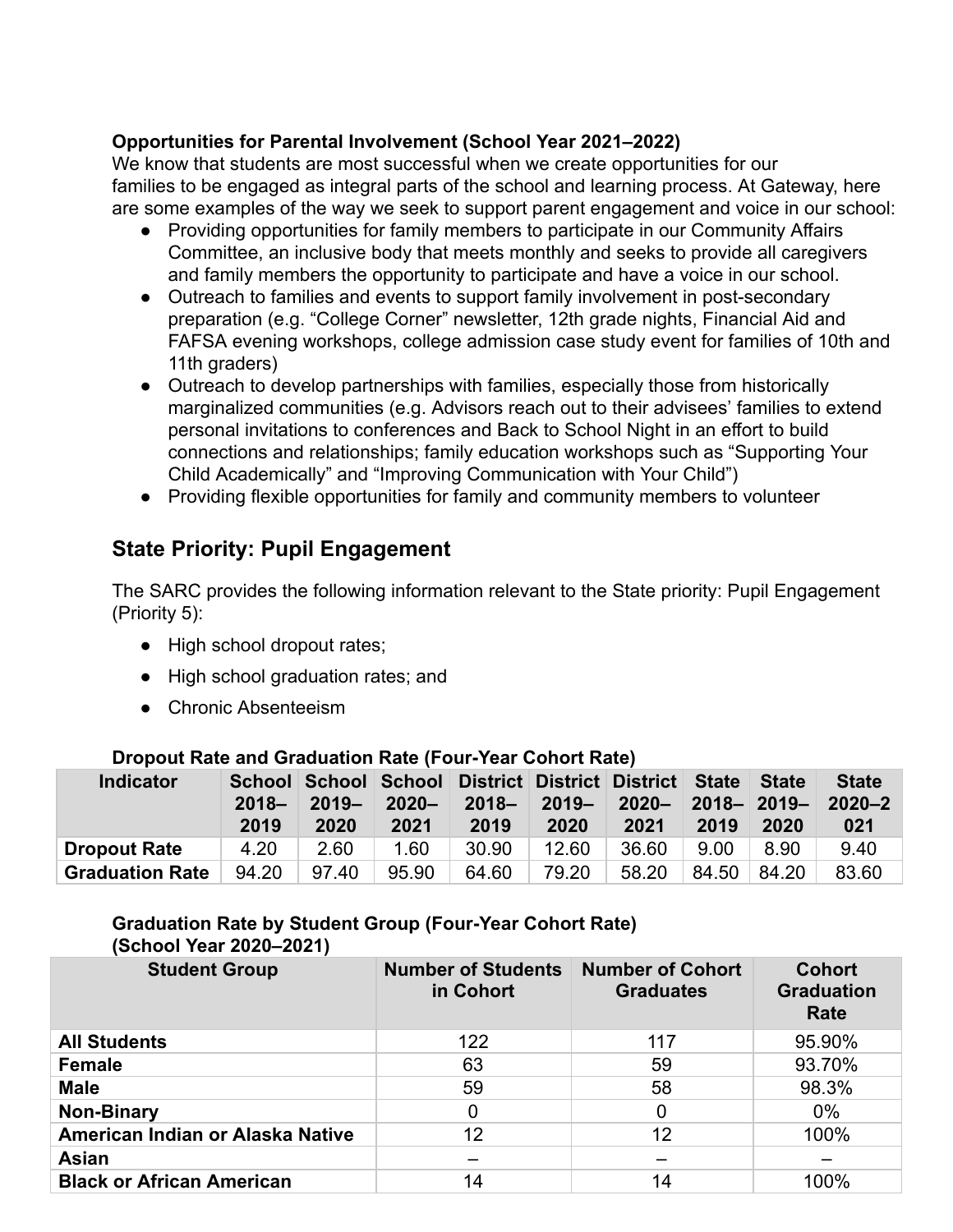**Opportunities for Parental Involvement (School Year 2021–2022)**

We know that students are most successful when we create opportunities for our families to be engaged as integral parts of the school and learning process. At Gateway, here are some examples of the way we seek to support parent engagement and voice in our school:

- Providing opportunities for family members to participate in our Community Affairs Committee, an inclusive body that meets monthly and seeks to provide all caregivers and family members the opportunity to participate and have a voice in our school.
- Outreach to families and events to support family involvement in post-secondary preparation (e.g. "College Corner" newsletter, 12th grade nights, Financial Aid and FAFSA evening workshops, college admission case study event for families of 10th and 11th graders)
- Outreach to develop partnerships with families, especially those from historically marginalized communities (e.g. Advisors reach out to their advisees' families to extend personal invitations to conferences and Back to School Night in an effort to build connections and relationships; family education workshops such as "Supporting Your Child Academically" and "Improving Communication with Your Child")
- Providing flexible opportunities for family and community members to volunteer

## State Priority: Pupil Engagement

The SARC provides the following information relevant to the State priority: Pupil Engagement (Priority 5):

- High school dropout rates;
- High school graduation rates; and
- Chronic Absenteeism

**Dropout Rate and Graduation Rate (Four-Year Cohort Rate)**

| Indicator | School 2018–2019 | School 2019–2020 | School 2020–2021 | District 2018–2019 | District 2019–2020 | District 2020–2021 | State 2018–2019 | State 2019–2020 | State 2020–2021 |
|---|---|---|---|---|---|---|---|---|---|
| **Dropout Rate** | 4.20 | 2.60 | 1.60 | 30.90 | 12.60 | 36.60 | 9.00 | 8.90 | 9.40 |
| **Graduation Rate** | 94.20 | 97.40 | 95.90 | 64.60 | 79.20 | 58.20 | 84.50 | 84.20 | 83.60 |

**Graduation Rate by Student Group (Four-Year Cohort Rate) (School Year 2020–2021)**

| Student Group | Number of Students in Cohort | Number of Cohort Graduates | Cohort Graduation Rate |
|---|---|---|---|
| **All Students** | 122 | 117 | 95.90% |
| **Female** | 63 | 59 | 93.70% |
| **Male** | 59 | 58 | 98.3% |
| **Non-Binary** | 0 | 0 | 0% |
| **American Indian or Alaska Native** | 12 | 12 | 100% |
| **Asian** | – | – | – |
| **Black or African American** | 14 | 14 | 100% |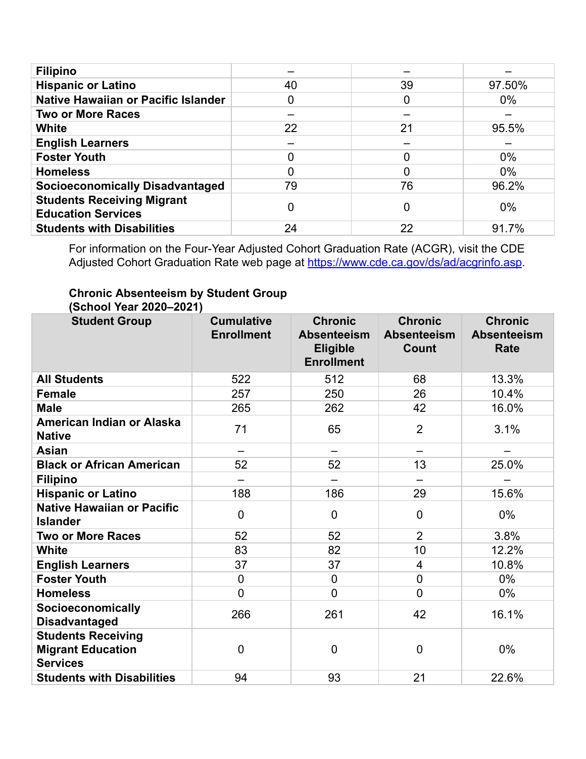| | | | |
|---|---|---|---|
| **Filipino** | – | – | – |
| **Hispanic or Latino** | 40 | 39 | 97.50% |
| **Native Hawaiian or Pacific Islander** | 0 | 0 | 0% |
| **Two or More Races** | – | – | – |
| **White** | 22 | 21 | 95.5% |
| **English Learners** | – | – | – |
| **Foster Youth** | 0 | 0 | 0% |
| **Homeless** | 0 | 0 | 0% |
| **Socioeconomically Disadvantaged** | 79 | 76 | 96.2% |
| **Students Receiving Migrant Education Services** | 0 | 0 | 0% |
| **Students with Disabilities** | 24 | 22 | 91.7% |

For information on the Four-Year Adjusted Cohort Graduation Rate (ACGR), visit the CDE Adjusted Cohort Graduation Rate web page at https://www.cde.ca.gov/ds/ad/acgrinfo.asp.

**Chronic Absenteeism by Student Group (School Year 2020–2021)**

| Student Group | Cumulative Enrollment | Chronic Absenteeism Eligible Enrollment | Chronic Absenteeism Count | Chronic Absenteeism Rate |
|---|---|---|---|---|
| **All Students** | 522 | 512 | 68 | 13.3% |
| **Female** | 257 | 250 | 26 | 10.4% |
| **Male** | 265 | 262 | 42 | 16.0% |
| **American Indian or Alaska Native** | 71 | 65 | 2 | 3.1% |
| **Asian** | – | – | – | – |
| **Black or African American** | 52 | 52 | 13 | 25.0% |
| **Filipino** | – | – | – | – |
| **Hispanic or Latino** | 188 | 186 | 29 | 15.6% |
| **Native Hawaiian or Pacific Islander** | 0 | 0 | 0 | 0% |
| **Two or More Races** | 52 | 52 | 2 | 3.8% |
| **White** | 83 | 82 | 10 | 12.2% |
| **English Learners** | 37 | 37 | 4 | 10.8% |
| **Foster Youth** | 0 | 0 | 0 | 0% |
| **Homeless** | 0 | 0 | 0 | 0% |
| **Socioeconomically Disadvantaged** | 266 | 261 | 42 | 16.1% |
| **Students Receiving Migrant Education Services** | 0 | 0 | 0 | 0% |
| **Students with Disabilities** | 94 | 93 | 21 | 22.6% |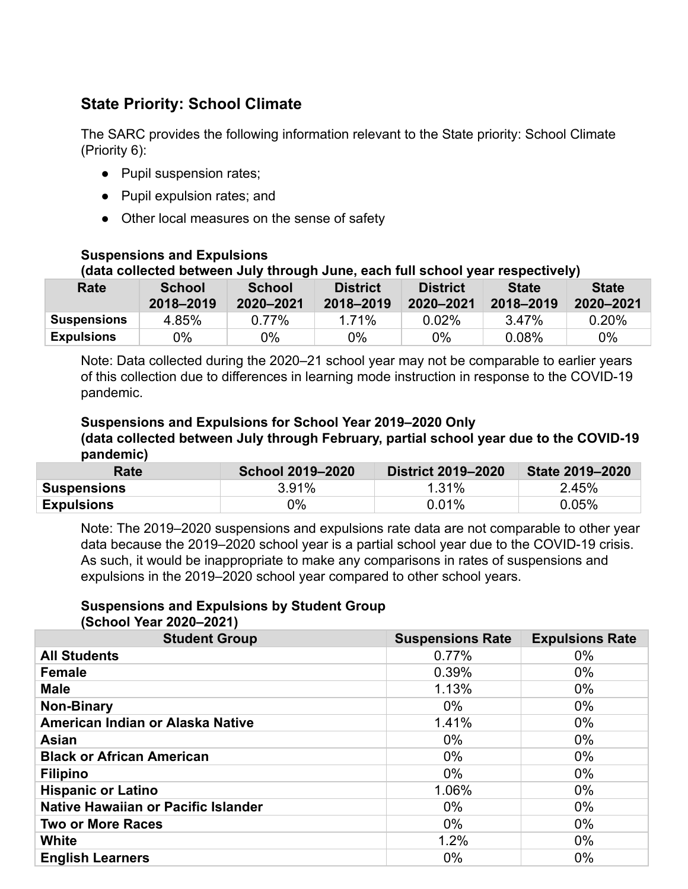## State Priority: School Climate

The SARC provides the following information relevant to the State priority: School Climate (Priority 6):

- Pupil suspension rates;
- Pupil expulsion rates; and
- Other local measures on the sense of safety

**Suspensions and Expulsions**
**(data collected between July through June, each full school year respectively)**

| Rate | School 2018–2019 | School 2020–2021 | District 2018–2019 | District 2020–2021 | State 2018–2019 | State 2020–2021 |
|---|---|---|---|---|---|---|
| **Suspensions** | 4.85% | 0.77% | 1.71% | 0.02% | 3.47% | 0.20% |
| **Expulsions** | 0% | 0% | 0% | 0% | 0.08% | 0% |

Note: Data collected during the 2020–21 school year may not be comparable to earlier years of this collection due to differences in learning mode instruction in response to the COVID-19 pandemic.

**Suspensions and Expulsions for School Year 2019–2020 Only**
**(data collected between July through February, partial school year due to the COVID-19 pandemic)**

| Rate | School 2019–2020 | District 2019–2020 | State 2019–2020 |
|---|---|---|---|
| **Suspensions** | 3.91% | 1.31% | 2.45% |
| **Expulsions** | 0% | 0.01% | 0.05% |

Note: The 2019–2020 suspensions and expulsions rate data are not comparable to other year data because the 2019–2020 school year is a partial school year due to the COVID-19 crisis. As such, it would be inappropriate to make any comparisons in rates of suspensions and expulsions in the 2019–2020 school year compared to other school years.

**Suspensions and Expulsions by Student Group**
**(School Year 2020–2021)**

| Student Group | Suspensions Rate | Expulsions Rate |
|---|---|---|
| **All Students** | 0.77% | 0% |
| **Female** | 0.39% | 0% |
| **Male** | 1.13% | 0% |
| **Non-Binary** | 0% | 0% |
| **American Indian or Alaska Native** | 1.41% | 0% |
| **Asian** | 0% | 0% |
| **Black or African American** | 0% | 0% |
| **Filipino** | 0% | 0% |
| **Hispanic or Latino** | 1.06% | 0% |
| **Native Hawaiian or Pacific Islander** | 0% | 0% |
| **Two or More Races** | 0% | 0% |
| **White** | 1.2% | 0% |
| **English Learners** | 0% | 0% |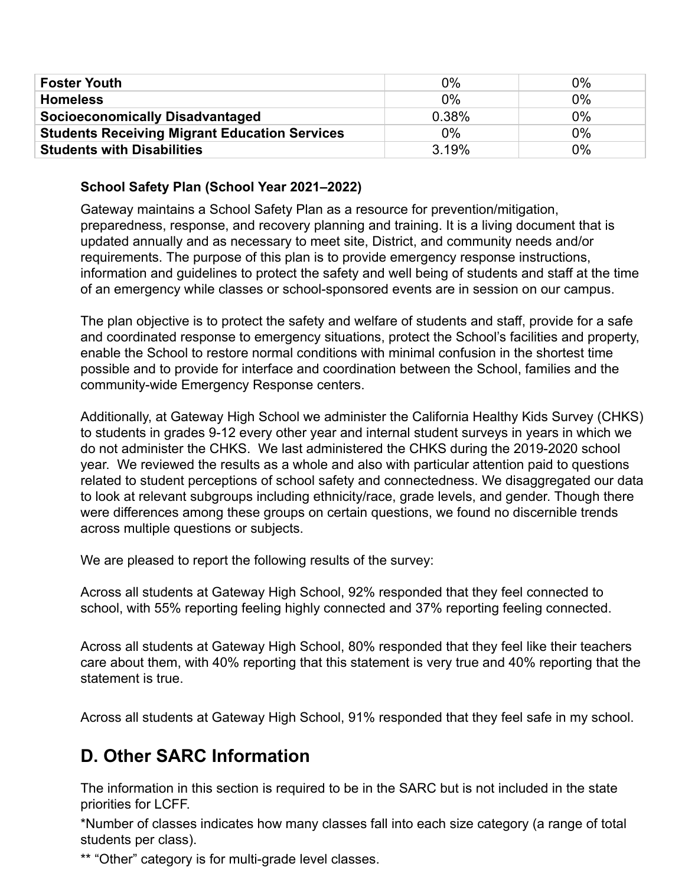| | | |
|---|---|---|
| **Foster Youth** | 0% | 0% |
| **Homeless** | 0% | 0% |
| **Socioeconomically Disadvantaged** | 0.38% | 0% |
| **Students Receiving Migrant Education Services** | 0% | 0% |
| **Students with Disabilities** | 3.19% | 0% |

**School Safety Plan (School Year 2021–2022)**

Gateway maintains a School Safety Plan as a resource for prevention/mitigation, preparedness, response, and recovery planning and training. It is a living document that is updated annually and as necessary to meet site, District, and community needs and/or requirements. The purpose of this plan is to provide emergency response instructions, information and guidelines to protect the safety and well being of students and staff at the time of an emergency while classes or school-sponsored events are in session on our campus.

The plan objective is to protect the safety and welfare of students and staff, provide for a safe and coordinated response to emergency situations, protect the School's facilities and property, enable the School to restore normal conditions with minimal confusion in the shortest time possible and to provide for interface and coordination between the School, families and the community-wide Emergency Response centers.

Additionally, at Gateway High School we administer the California Healthy Kids Survey (CHKS) to students in grades 9-12 every other year and internal student surveys in years in which we do not administer the CHKS. We last administered the CHKS during the 2019-2020 school year. We reviewed the results as a whole and also with particular attention paid to questions related to student perceptions of school safety and connectedness. We disaggregated our data to look at relevant subgroups including ethnicity/race, grade levels, and gender. Though there were differences among these groups on certain questions, we found no discernible trends across multiple questions or subjects.

We are pleased to report the following results of the survey:

Across all students at Gateway High School, 92% responded that they feel connected to school, with 55% reporting feeling highly connected and 37% reporting feeling connected.

Across all students at Gateway High School, 80% responded that they feel like their teachers care about them, with 40% reporting that this statement is very true and 40% reporting that the statement is true.

Across all students at Gateway High School, 91% responded that they feel safe in my school.

## D. Other SARC Information

The information in this section is required to be in the SARC but is not included in the state priorities for LCFF.

*Number of classes indicates how many classes fall into each size category (a range of total students per class).

** "Other" category is for multi-grade level classes.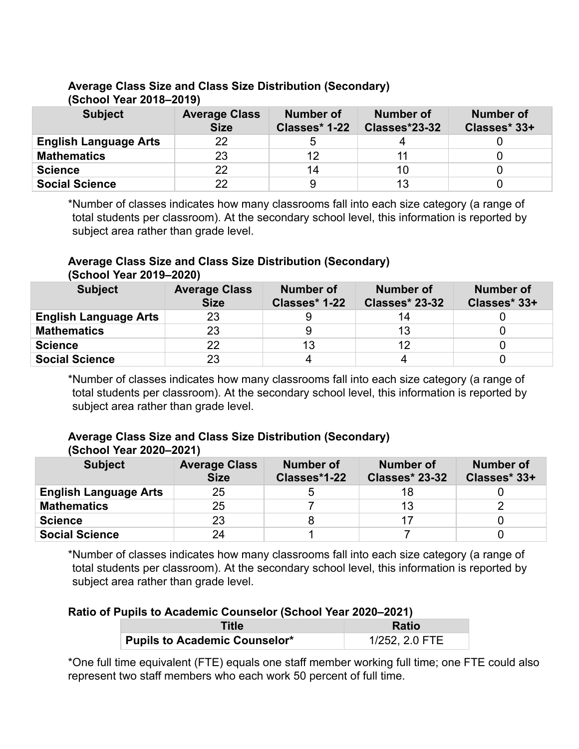**Average Class Size and Class Size Distribution (Secondary) (School Year 2018–2019)**

| Subject | Average Class Size | Number of Classes* 1-22 | Number of Classes*23-32 | Number of Classes* 33+ |
|---|---|---|---|---|
| **English Language Arts** | 22 | 5 | 4 | 0 |
| **Mathematics** | 23 | 12 | 11 | 0 |
| **Science** | 22 | 14 | 10 | 0 |
| **Social Science** | 22 | 9 | 13 | 0 |

*Number of classes indicates how many classrooms fall into each size category (a range of total students per classroom). At the secondary school level, this information is reported by subject area rather than grade level.

**Average Class Size and Class Size Distribution (Secondary) (School Year 2019–2020)**

| Subject | Average Class Size | Number of Classes* 1-22 | Number of Classes* 23-32 | Number of Classes* 33+ |
|---|---|---|---|---|
| **English Language Arts** | 23 | 9 | 14 | 0 |
| **Mathematics** | 23 | 9 | 13 | 0 |
| **Science** | 22 | 13 | 12 | 0 |
| **Social Science** | 23 | 4 | 4 | 0 |

*Number of classes indicates how many classrooms fall into each size category (a range of total students per classroom). At the secondary school level, this information is reported by subject area rather than grade level.

**Average Class Size and Class Size Distribution (Secondary) (School Year 2020–2021)**

| Subject | Average Class Size | Number of Classes*1-22 | Number of Classes* 23-32 | Number of Classes* 33+ |
|---|---|---|---|---|
| **English Language Arts** | 25 | 5 | 18 | 0 |
| **Mathematics** | 25 | 7 | 13 | 2 |
| **Science** | 23 | 8 | 17 | 0 |
| **Social Science** | 24 | 1 | 7 | 0 |

*Number of classes indicates how many classrooms fall into each size category (a range of total students per classroom). At the secondary school level, this information is reported by subject area rather than grade level.

**Ratio of Pupils to Academic Counselor (School Year 2020–2021)**

| Title | Ratio |
|---|---|
| **Pupils to Academic Counselor*** | 1/252, 2.0 FTE |

*One full time equivalent (FTE) equals one staff member working full time; one FTE could also represent two staff members who each work 50 percent of full time.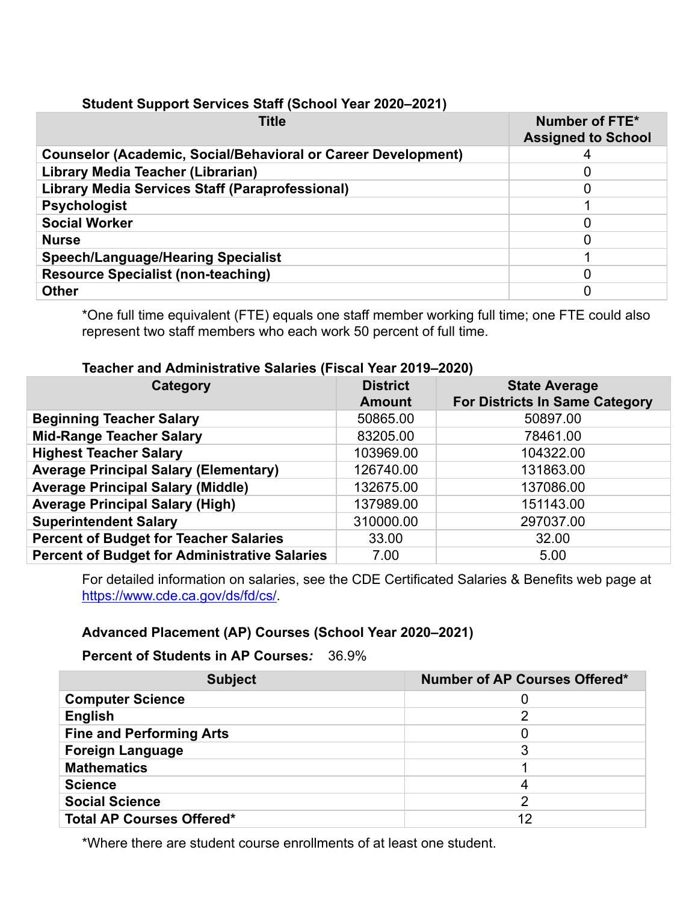**Student Support Services Staff (School Year 2020–2021)**

| Title | Number of FTE* Assigned to School |
|---|---|
| Counselor (Academic, Social/Behavioral or Career Development) | 4 |
| Library Media Teacher (Librarian) | 0 |
| Library Media Services Staff (Paraprofessional) | 0 |
| Psychologist | 1 |
| Social Worker | 0 |
| Nurse | 0 |
| Speech/Language/Hearing Specialist | 1 |
| Resource Specialist (non-teaching) | 0 |
| Other | 0 |

*One full time equivalent (FTE) equals one staff member working full time; one FTE could also represent two staff members who each work 50 percent of full time.

**Teacher and Administrative Salaries (Fiscal Year 2019–2020)**

| Category | District Amount | State Average For Districts In Same Category |
|---|---|---|
| Beginning Teacher Salary | 50865.00 | 50897.00 |
| Mid-Range Teacher Salary | 83205.00 | 78461.00 |
| Highest Teacher Salary | 103969.00 | 104322.00 |
| Average Principal Salary (Elementary) | 126740.00 | 131863.00 |
| Average Principal Salary (Middle) | 132675.00 | 137086.00 |
| Average Principal Salary (High) | 137989.00 | 151143.00 |
| Superintendent Salary | 310000.00 | 297037.00 |
| Percent of Budget for Teacher Salaries | 33.00 | 32.00 |
| Percent of Budget for Administrative Salaries | 7.00 | 5.00 |

For detailed information on salaries, see the CDE Certificated Salaries & Benefits web page at https://www.cde.ca.gov/ds/fd/cs/.

**Advanced Placement (AP) Courses (School Year 2020–2021)**

**Percent of Students in AP Courses***:* 36.9%

| Subject | Number of AP Courses Offered* |
|---|---|
| Computer Science | 0 |
| English | 2 |
| Fine and Performing Arts | 0 |
| Foreign Language | 3 |
| Mathematics | 1 |
| Science | 4 |
| Social Science | 2 |
| Total AP Courses Offered* | 12 |

*Where there are student course enrollments of at least one student.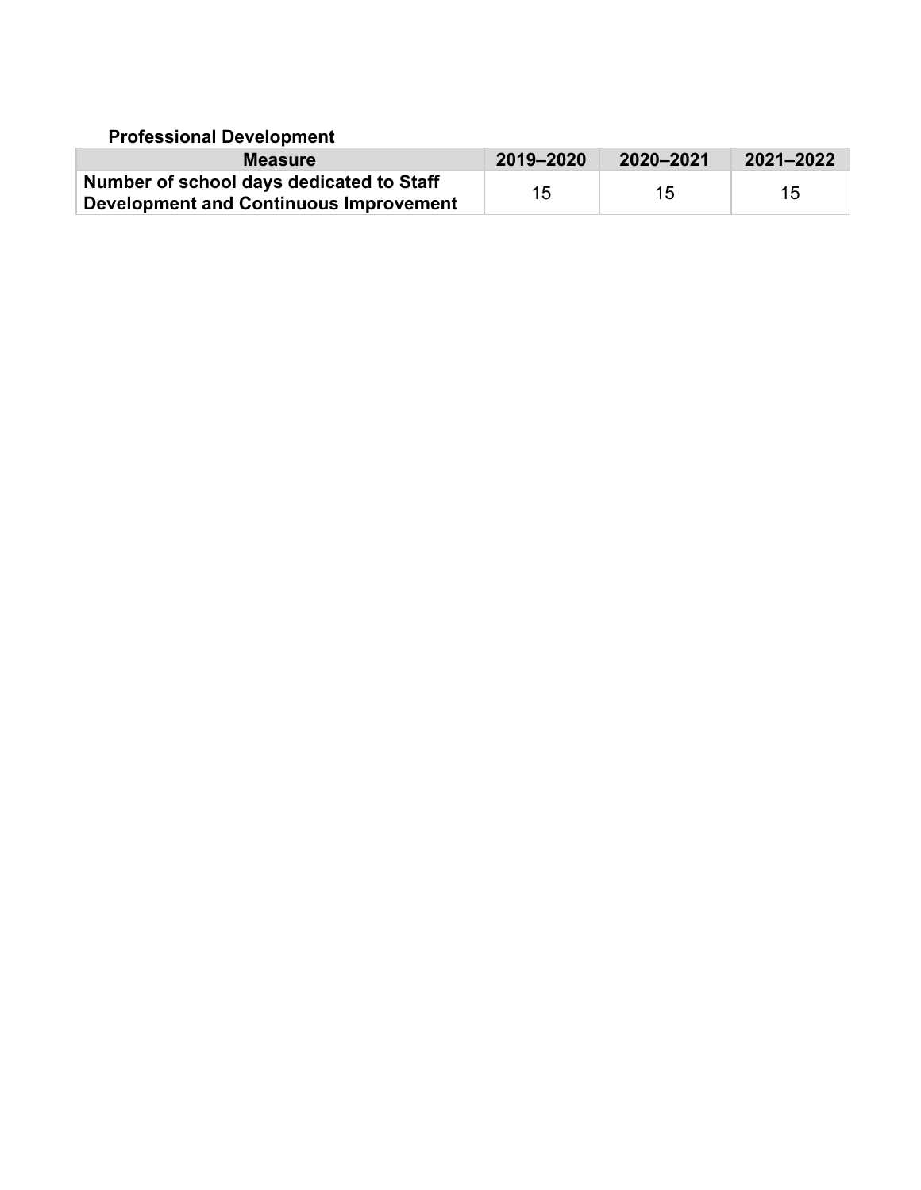**Professional Development**

| Measure | 2019–2020 | 2020–2021 | 2021–2022 |
|---|---|---|---|
| **Number of school days dedicated to Staff Development and Continuous Improvement** | 15 | 15 | 15 |